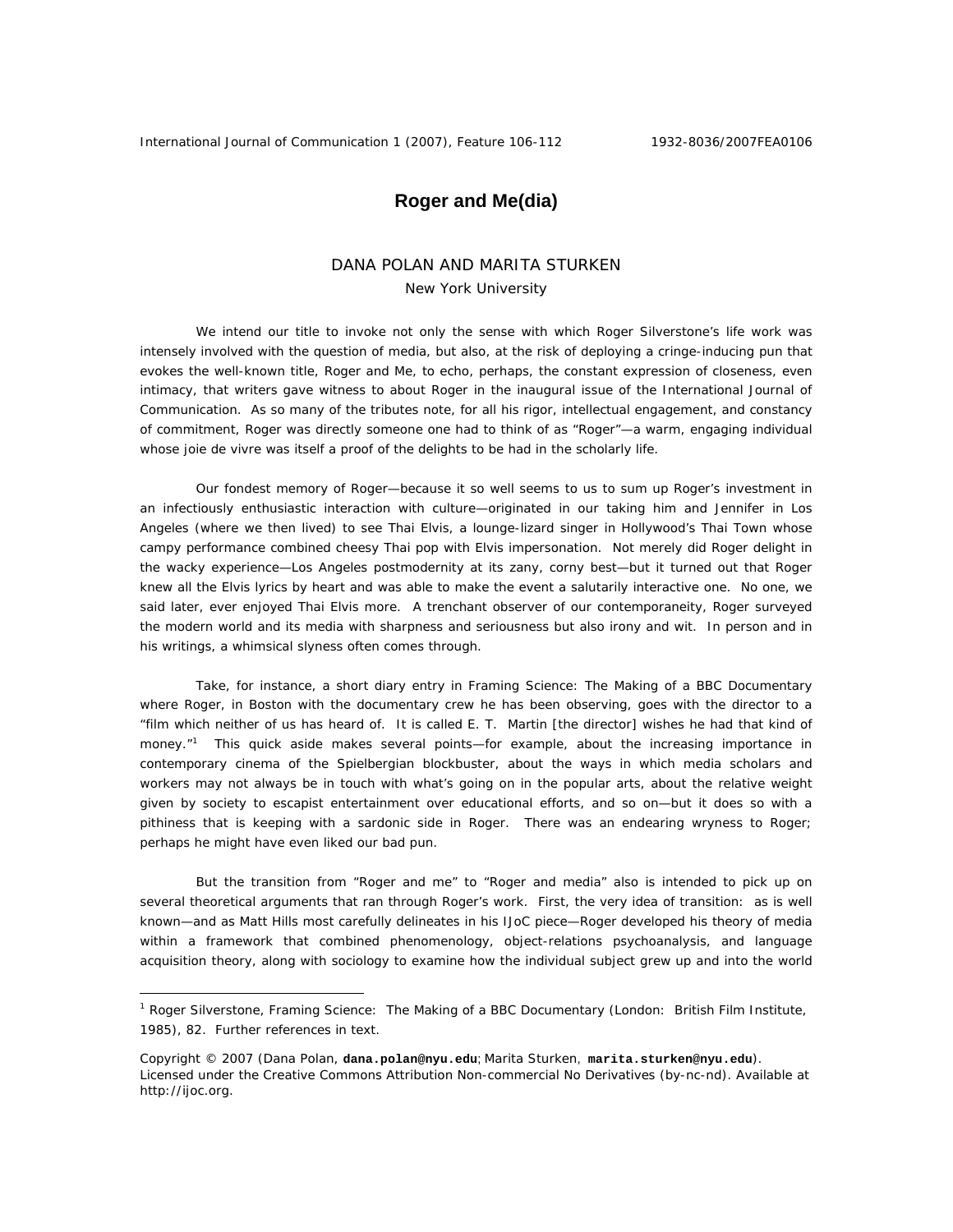# Roger and Me(dia)

DANA POLAN AND MARITA STURKEN
New York University

We intend our title to invoke not only the sense with which Roger Silverstone's life work was intensely involved with the question of media, but also, at the risk of deploying a cringe-inducing pun that evokes the well-known title, Roger and Me, to echo, perhaps, the constant expression of closeness, even intimacy, that writers gave witness to about Roger in the inaugural issue of the International Journal of Communication. As so many of the tributes note, for all his rigor, intellectual engagement, and constancy of commitment, Roger was directly someone one had to think of as "Roger"—a warm, engaging individual whose joie de vivre was itself a proof of the delights to be had in the scholarly life.

Our fondest memory of Roger—because it so well seems to us to sum up Roger's investment in an infectiously enthusiastic interaction with culture—originated in our taking him and Jennifer in Los Angeles (where we then lived) to see Thai Elvis, a lounge-lizard singer in Hollywood's Thai Town whose campy performance combined cheesy Thai pop with Elvis impersonation. Not merely did Roger delight in the wacky experience—Los Angeles postmodernity at its zany, corny best—but it turned out that Roger knew all the Elvis lyrics by heart and was able to make the event a salutarily interactive one. No one, we said later, ever enjoyed Thai Elvis more. A trenchant observer of our contemporaneity, Roger surveyed the modern world and its media with sharpness and seriousness but also irony and wit. In person and in his writings, a whimsical slyness often comes through.

Take, for instance, a short diary entry in Framing Science: The Making of a BBC Documentary where Roger, in Boston with the documentary crew he has been observing, goes with the director to a "film which neither of us has heard of. It is called E. T. Martin [the director] wishes he had that kind of money."[1] This quick aside makes several points—for example, about the increasing importance in contemporary cinema of the Spielbergian blockbuster, about the ways in which media scholars and workers may not always be in touch with what's going on in the popular arts, about the relative weight given by society to escapist entertainment over educational efforts, and so on—but it does so with a pithiness that is keeping with a sardonic side in Roger. There was an endearing wryness to Roger; perhaps he might have even liked our bad pun.

But the transition from "Roger and me" to "Roger and media" also is intended to pick up on several theoretical arguments that ran through Roger's work. First, the very idea of transition: as is well known—and as Matt Hills most carefully delineates in his IJoC piece—Roger developed his theory of media within a framework that combined phenomenology, object-relations psychoanalysis, and language acquisition theory, along with sociology to examine how the individual subject grew up and into the world

---

[1] Roger Silverstone, Framing Science: The Making of a BBC Documentary (London: British Film Institute, 1985), 82. Further references in text.

Copyright © 2007 (Dana Polan, **dana.polan@nyu.edu**; Marita Sturken, **marita.sturken@nyu.edu**). Licensed under the Creative Commons Attribution Non-commercial No Derivatives (by-nc-nd). Available at http://ijoc.org.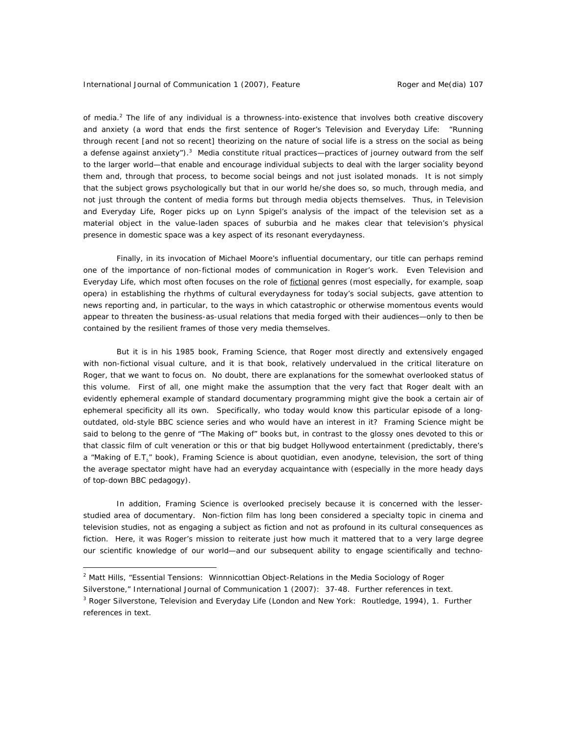of media.[2] The life of any individual is a throwness-into-existence that involves both creative discovery and anxiety (a word that ends the first sentence of Roger's *Television and Everyday Life*: "Running through recent [and not so recent] theorizing on the nature of social life is a stress on the social as being a defense against anxiety").[3] Media constitute ritual practices—practices of journey outward from the self to the larger world—that enable and encourage individual subjects to deal with the larger sociality beyond them and, through that process, to become social beings and not just isolated monads. It is not simply that the subject grows psychologically but that in our world he/she does so, so much, through media, and not just through the content of media forms but through media objects themselves. Thus, in *Television and Everyday Life*, Roger picks up on Lynn Spigel's analysis of the impact of the television set as a material object in the value-laden spaces of suburbia and he makes clear that television's physical presence in domestic space was a key aspect of its resonant everydayness.

Finally, in its invocation of Michael Moore's influential documentary, our title can perhaps remind one of the importance of non-fictional modes of communication in Roger's work. Even *Television and Everyday Life*, which most often focuses on the role of fictional genres (most especially, for example, soap opera) in establishing the rhythms of cultural everydayness for today's social subjects, gave attention to news reporting and, in particular, to the ways in which catastrophic or otherwise momentous events would appear to threaten the business-as-usual relations that media forged with their audiences—only to then be contained by the resilient frames of those very media themselves.

But it is in his 1985 book, *Framing Science*, that Roger most directly and extensively engaged with non-fictional visual culture, and it is that book, relatively undervalued in the critical literature on Roger, that we want to focus on. No doubt, there are explanations for the somewhat overlooked status of this volume. First of all, one might make the assumption that the very fact that Roger dealt with an evidently ephemeral example of standard documentary programming might give the book a certain air of ephemeral specificity all its own. Specifically, who today would know this particular episode of a long-outdated, old-style BBC science series and who would have an interest in it? *Framing Science* might be said to belong to the genre of "The Making of" books but, in contrast to the glossy ones devoted to this or that classic film of cult veneration or this or that big budget Hollywood entertainment (predictably, there's a "Making of *E.T.*" book), *Framing Science* is about quotidian, even anodyne, television, the sort of thing the average spectator might have had an everyday acquaintance with (especially in the more heady days of top-down BBC pedagogy).

In addition, *Framing Science* is overlooked precisely because it is concerned with the lesser-studied area of documentary. Non-fiction film has long been considered a specialty topic in cinema and television studies, not as engaging a subject as fiction and not as profound in its cultural consequences as fiction. Here, it was Roger's mission to reiterate just how much it mattered that to a very large degree our scientific knowledge of our world—and our subsequent ability to engage scientifically and techno-

---

[2] Matt Hills, "Essential Tensions: Winnnicottian Object-Relations in the Media Sociology of Roger Silverstone," *International Journal of Communication* 1 (2007): 37-48. Further references in text.

[3] Roger Silverstone, *Television and Everyday Life* (London and New York: Routledge, 1994), 1. Further references in text.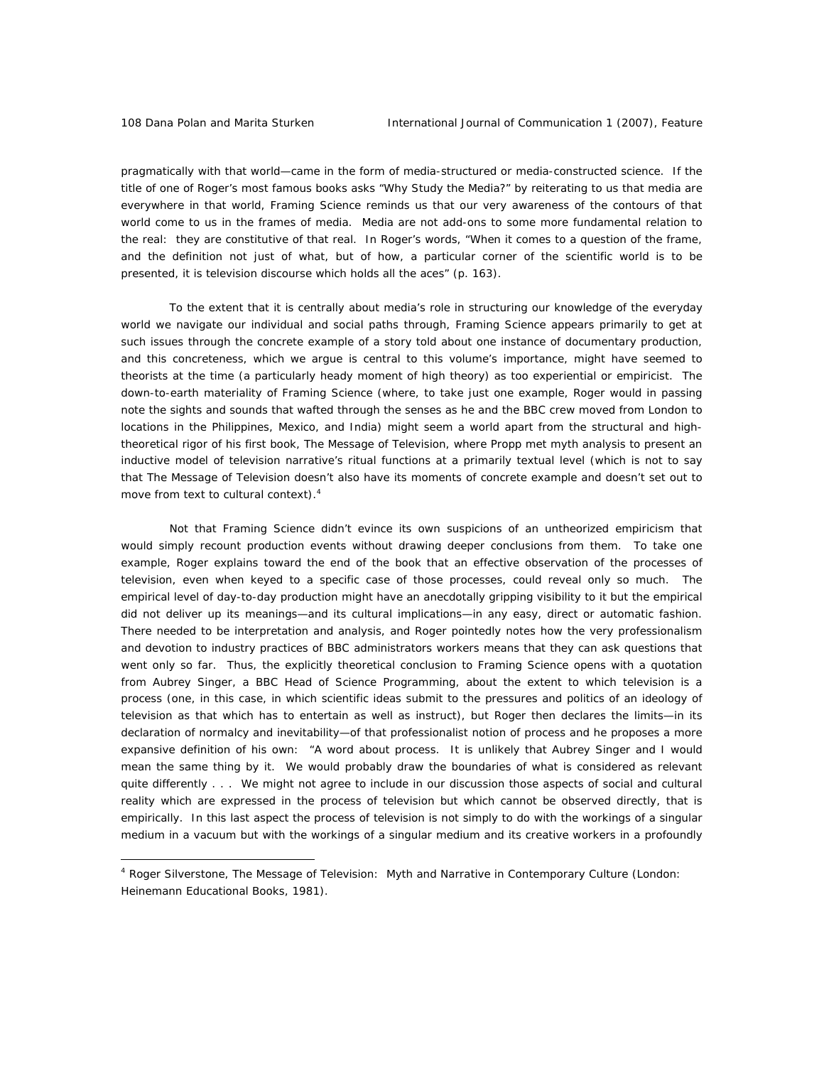pragmatically with that world—came in the form of media-structured or media-constructed science. If the title of one of Roger's most famous books asks "Why Study the Media?" by reiterating to us that media are everywhere in that world, *Framing Science* reminds us that our very awareness of the contours of that world come to us in the frames of media. Media are not add-ons to some more fundamental relation to the real: they are constitutive of that real. In Roger's words, "When it comes to a question of the frame, and the definition not just of what, but of how, a particular corner of the scientific world is to be presented, it is television discourse which holds all the aces" (p. 163).

To the extent that it is centrally about media's role in structuring our knowledge of the everyday world we navigate our individual and social paths through, *Framing Science* appears primarily to get at such issues through the concrete example of a story told about one instance of documentary production, and this concreteness, which we argue is central to this volume's importance, might have seemed to theorists at the time (a particularly heady moment of high theory) as too experiential or empiricist. The down-to-earth materiality of *Framing Science* (where, to take just one example, Roger would in passing note the sights and sounds that wafted through the senses as he and the BBC crew moved from London to locations in the Philippines, Mexico, and India) might seem a world apart from the structural and high-theoretical rigor of his first book, *The Message of Television*, where Propp met myth analysis to present an inductive model of television narrative's ritual functions at a primarily textual level (which is not to say that *The Message of Television* doesn't also have its moments of concrete example and doesn't set out to move from text to cultural context).[4]

Not that *Framing Science* didn't evince its own suspicions of an untheorized empiricism that would simply recount production events without drawing deeper conclusions from them. To take one example, Roger explains toward the end of the book that an effective observation of the processes of television, even when keyed to a specific case of those processes, could reveal only so much. The empirical level of day-to-day production might have an anecdotally gripping visibility to it but the empirical did not deliver up its meanings—and its cultural implications—in any easy, direct or automatic fashion. There needed to be interpretation and analysis, and Roger pointedly notes how the very professionalism and devotion to industry practices of BBC administrators workers means that they can ask questions that went only so far. Thus, the explicitly theoretical conclusion to *Framing Science* opens with a quotation from Aubrey Singer, a BBC Head of Science Programming, about the extent to which television is a process (one, in this case, in which scientific ideas submit to the pressures and politics of an ideology of television as that which has to entertain as well as instruct), but Roger then declares the limits—in its declaration of normalcy and inevitability—of that professionalist notion of process and he proposes a more expansive definition of his own: "A word about process. It is unlikely that Aubrey Singer and I would mean the same thing by it. We would probably draw the boundaries of what is considered as relevant quite differently . . . We might not agree to include in our discussion those aspects of social and cultural reality which are expressed in the process of television but which cannot be observed directly, that is empirically. In this last aspect the process of television is not simply to do with the workings of a singular medium in a vacuum but with the workings of a singular medium and its creative workers in a profoundly

[4] Roger Silverstone, *The Message of Television: Myth and Narrative in Contemporary Culture* (London: Heinemann Educational Books, 1981).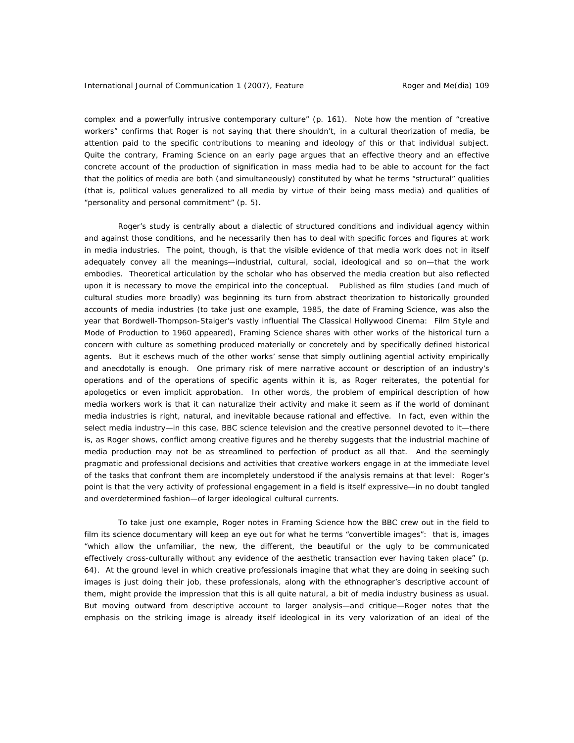complex and a powerfully intrusive contemporary culture" (p. 161). Note how the mention of "creative workers" confirms that Roger is not saying that there shouldn't, in a cultural theorization of media, be attention paid to the specific contributions to meaning and ideology of this or that individual subject. Quite the contrary, Framing Science on an early page argues that an effective theory and an effective concrete account of the production of signification in mass media had to be able to account for the fact that the politics of media are both (and simultaneously) constituted by what he terms "structural" qualities (that is, political values generalized to all media by virtue of their being mass media) and qualities of "personality and personal commitment" (p. 5).

Roger's study is centrally about a dialectic of structured conditions and individual agency within and against those conditions, and he necessarily then has to deal with specific forces and figures at work in media industries. The point, though, is that the visible evidence of that media work does not in itself adequately convey all the meanings—industrial, cultural, social, ideological and so on—that the work embodies. Theoretical articulation by the scholar who has observed the media creation but also reflected upon it is necessary to move the empirical into the conceptual. Published as film studies (and much of cultural studies more broadly) was beginning its turn from abstract theorization to historically grounded accounts of media industries (to take just one example, 1985, the date of Framing Science, was also the year that Bordwell-Thompson-Staiger's vastly influential The Classical Hollywood Cinema: Film Style and Mode of Production to 1960 appeared), Framing Science shares with other works of the historical turn a concern with culture as something produced materially or concretely and by specifically defined historical agents. But it eschews much of the other works' sense that simply outlining agential activity empirically and anecdotally is enough. One primary risk of mere narrative account or description of an industry's operations and of the operations of specific agents within it is, as Roger reiterates, the potential for apologetics or even implicit approbation. In other words, the problem of empirical description of how media workers work is that it can naturalize their activity and make it seem as if the world of dominant media industries is right, natural, and inevitable because rational and effective. In fact, even within the select media industry—in this case, BBC science television and the creative personnel devoted to it—there is, as Roger shows, conflict among creative figures and he thereby suggests that the industrial machine of media production may not be as streamlined to perfection of product as all that. And the seemingly pragmatic and professional decisions and activities that creative workers engage in at the immediate level of the tasks that confront them are incompletely understood if the analysis remains at that level: Roger's point is that the very activity of professional engagement in a field is itself expressive—in no doubt tangled and overdetermined fashion—of larger ideological cultural currents.

To take just one example, Roger notes in Framing Science how the BBC crew out in the field to film its science documentary will keep an eye out for what he terms "convertible images": that is, images "which allow the unfamiliar, the new, the different, the beautiful or the ugly to be communicated effectively cross-culturally without any evidence of the aesthetic transaction ever having taken place" (p. 64). At the ground level in which creative professionals imagine that what they are doing in seeking such images is just doing their job, these professionals, along with the ethnographer's descriptive account of them, might provide the impression that this is all quite natural, a bit of media industry business as usual. But moving outward from descriptive account to larger analysis—and critique—Roger notes that the emphasis on the striking image is already itself ideological in its very valorization of an ideal of the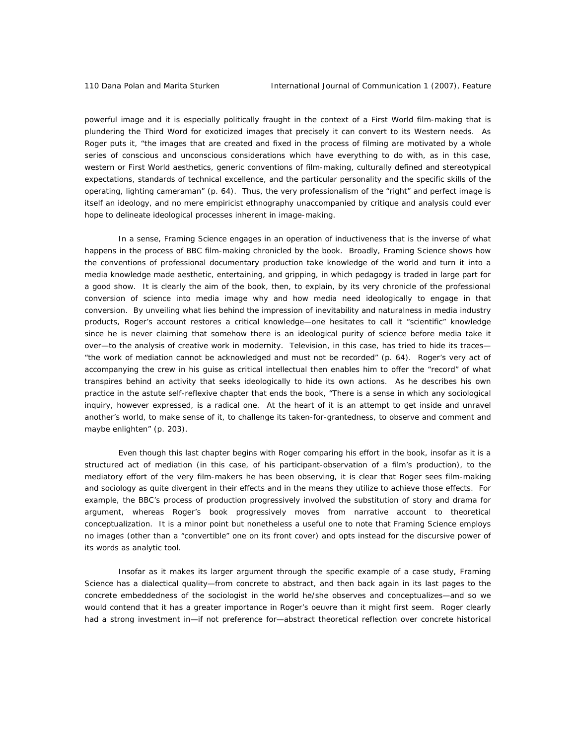powerful image and it is especially politically fraught in the context of a First World film-making that is plundering the Third Word for exoticized images that precisely it can convert to its Western needs. As Roger puts it, "the images that are created and fixed in the process of filming are motivated by a whole series of conscious and unconscious considerations which have everything to do with, as in this case, western or First World aesthetics, generic conventions of film-making, culturally defined and stereotypical expectations, standards of technical excellence, and the particular personality and the specific skills of the operating, lighting cameraman" (p. 64). Thus, the very professionalism of the "right" and perfect image is itself an ideology, and no mere empiricist ethnography unaccompanied by critique and analysis could ever hope to delineate ideological processes inherent in image-making.

In a sense, *Framing Science* engages in an operation of inductiveness that is the inverse of what happens in the process of BBC film-making chronicled by the book. Broadly, *Framing Science* shows how the conventions of professional documentary production take knowledge of the world and turn it into a media knowledge made aesthetic, entertaining, and gripping, in which pedagogy is traded in large part for a good show. It is clearly the aim of the book, then, to explain, by its very chronicle of the professional conversion of science into media image why and how media need ideologically to engage in that conversion. By unveiling what lies behind the impression of inevitability and naturalness in media industry products, Roger's account restores a critical knowledge—one hesitates to call it "scientific" knowledge since he is never claiming that somehow there is an ideological purity of science before media take it over—to the analysis of creative work in modernity. Television, in this case, has tried to hide its traces—"the work of mediation cannot be acknowledged and must not be recorded" (p. 64). Roger's very act of accompanying the crew in his guise as critical intellectual then enables him to offer the "record" of what transpires behind an activity that seeks ideologically to hide its own actions. As he describes his own practice in the astute self-reflexive chapter that ends the book, "There is a sense in which any sociological inquiry, however expressed, is a radical one. At the heart of it is an attempt to get inside and unravel another's world, to make sense of it, to challenge its taken-for-grantedness, to observe and comment and maybe enlighten" (p. 203).

Even though this last chapter begins with Roger comparing his effort in the book, insofar as it is a structured act of mediation (in this case, of his participant-observation of a film's production), to the mediatory effort of the very film-makers he has been observing, it is clear that Roger sees film-making and sociology as quite divergent in their effects and in the means they utilize to achieve those effects. For example, the BBC's process of production progressively involved the substitution of story and drama for argument, whereas Roger's book progressively moves from narrative account to theoretical conceptualization. It is a minor point but nonetheless a useful one to note that *Framing Science* employs no images (other than a "convertible" one on its front cover) and opts instead for the discursive power of its words as analytic tool.

Insofar as it makes its larger argument through the specific example of a case study, *Framing Science* has a dialectical quality—from concrete to abstract, and then back again in its last pages to the concrete embeddedness of the sociologist in the world he/she observes and conceptualizes—and so we would contend that it has a greater importance in Roger's oeuvre than it might first seem. Roger clearly had a strong investment in—if not preference for—abstract theoretical reflection over concrete historical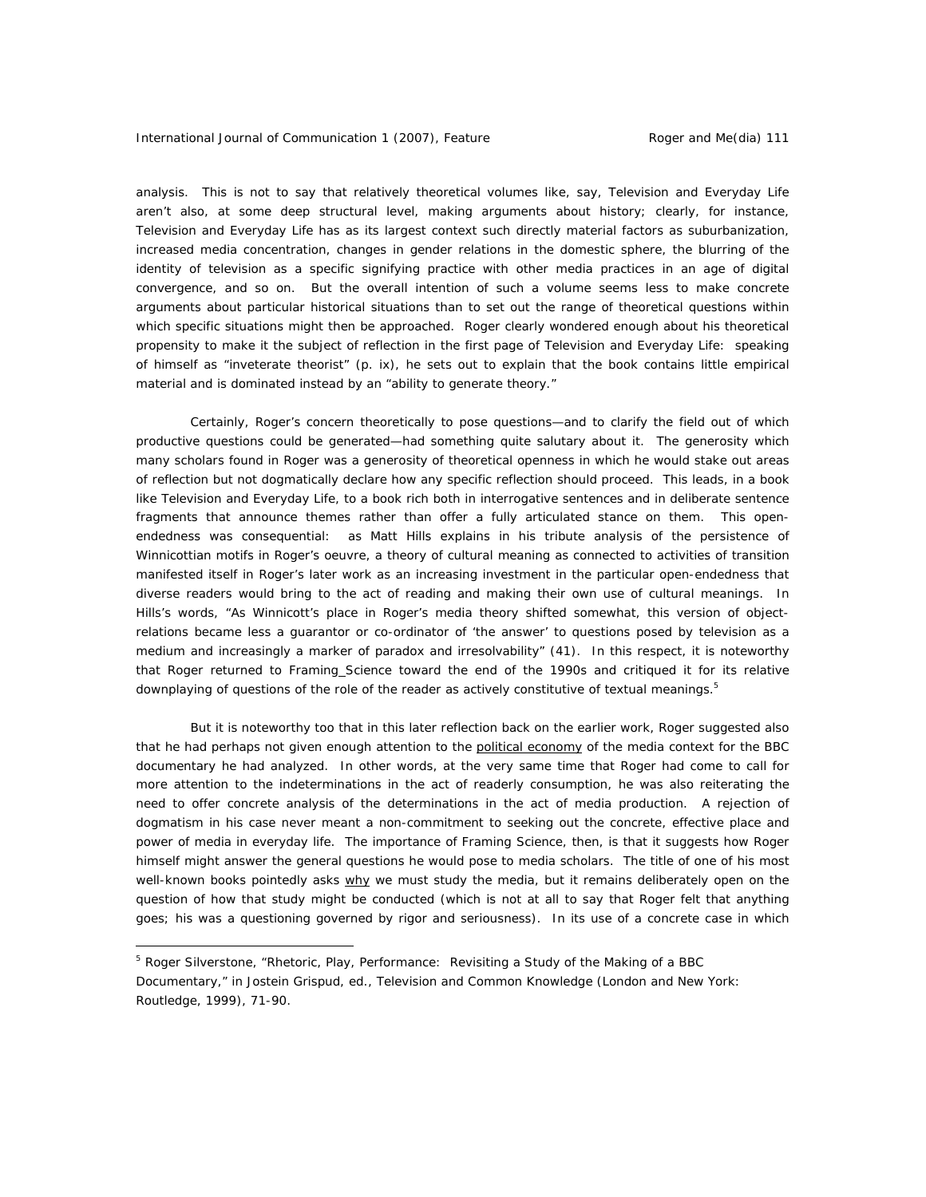analysis. This is not to say that relatively theoretical volumes like, say, Television and Everyday Life aren't also, at some deep structural level, making arguments about history; clearly, for instance, Television and Everyday Life has as its largest context such directly material factors as suburbanization, increased media concentration, changes in gender relations in the domestic sphere, the blurring of the identity of television as a specific signifying practice with other media practices in an age of digital convergence, and so on. But the overall intention of such a volume seems less to make concrete arguments about particular historical situations than to set out the range of theoretical questions within which specific situations might then be approached. Roger clearly wondered enough about his theoretical propensity to make it the subject of reflection in the first page of Television and Everyday Life: speaking of himself as "inveterate theorist" (p. ix), he sets out to explain that the book contains little empirical material and is dominated instead by an "ability to generate theory."

Certainly, Roger's concern theoretically to pose questions—and to clarify the field out of which productive questions could be generated—had something quite salutary about it. The generosity which many scholars found in Roger was a generosity of theoretical openness in which he would stake out areas of reflection but not dogmatically declare how any specific reflection should proceed. This leads, in a book like Television and Everyday Life, to a book rich both in interrogative sentences and in deliberate sentence fragments that announce themes rather than offer a fully articulated stance on them. This open-endedness was consequential: as Matt Hills explains in his tribute analysis of the persistence of Winnicottian motifs in Roger's oeuvre, a theory of cultural meaning as connected to activities of transition manifested itself in Roger's later work as an increasing investment in the particular open-endedness that diverse readers would bring to the act of reading and making their own use of cultural meanings. In Hills's words, "As Winnicott's place in Roger's media theory shifted somewhat, this version of object-relations became less a guarantor or co-ordinator of 'the answer' to questions posed by television as a medium and increasingly a marker of paradox and irresolvability" (41). In this respect, it is noteworthy that Roger returned to Framing_Science toward the end of the 1990s and critiqued it for its relative downplaying of questions of the role of the reader as actively constitutive of textual meanings.[5]

But it is noteworthy too that in this later reflection back on the earlier work, Roger suggested also that he had perhaps not given enough attention to the political economy of the media context for the BBC documentary he had analyzed. In other words, at the very same time that Roger had come to call for more attention to the indeterminations in the act of readerly consumption, he was also reiterating the need to offer concrete analysis of the determinations in the act of media production. A rejection of dogmatism in his case never meant a non-commitment to seeking out the concrete, effective place and power of media in everyday life. The importance of Framing Science, then, is that it suggests how Roger himself might answer the general questions he would pose to media scholars. The title of one of his most well-known books pointedly asks why we must study the media, but it remains deliberately open on the question of how that study might be conducted (which is not at all to say that Roger felt that anything goes; his was a questioning governed by rigor and seriousness). In its use of a concrete case in which

---

[5] Roger Silverstone, "Rhetoric, Play, Performance: Revisiting a Study of the Making of a BBC Documentary," in Jostein Grispud, ed., Television and Common Knowledge (London and New York: Routledge, 1999), 71-90.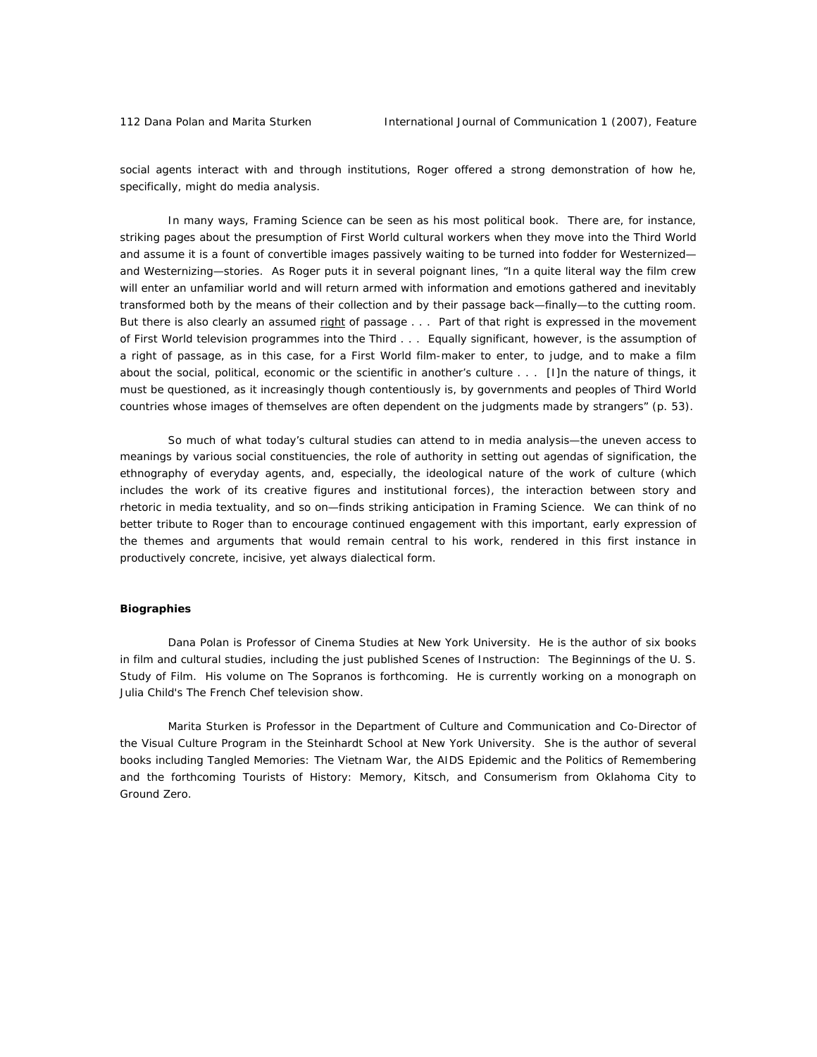social agents interact with and through institutions, Roger offered a strong demonstration of how he, specifically, might do media analysis.

In many ways, Framing Science can be seen as his most political book. There are, for instance, striking pages about the presumption of First World cultural workers when they move into the Third World and assume it is a fount of convertible images passively waiting to be turned into fodder for Westernized—and Westernizing—stories. As Roger puts it in several poignant lines, "In a quite literal way the film crew will enter an unfamiliar world and will return armed with information and emotions gathered and inevitably transformed both by the means of their collection and by their passage back—finally—to the cutting room. But there is also clearly an assumed <u>right</u> of passage . . . Part of that right is expressed in the movement of First World television programmes into the Third . . . Equally significant, however, is the assumption of a right of passage, as in this case, for a First World film-maker to enter, to judge, and to make a film about the social, political, economic or the scientific in another's culture . . . [I]n the nature of things, it must be questioned, as it increasingly though contentiously is, by governments and peoples of Third World countries whose images of themselves are often dependent on the judgments made by strangers" (p. 53).

So much of what today's cultural studies can attend to in media analysis—the uneven access to meanings by various social constituencies, the role of authority in setting out agendas of signification, the ethnography of everyday agents, and, especially, the ideological nature of the work of culture (which includes the work of its creative figures and institutional forces), the interaction between story and rhetoric in media textuality, and so on—finds striking anticipation in Framing Science. We can think of no better tribute to Roger than to encourage continued engagement with this important, early expression of the themes and arguments that would remain central to his work, rendered in this first instance in productively concrete, incisive, yet always dialectical form.

**Biographies**

Dana Polan is Professor of Cinema Studies at New York University. He is the author of six books in film and cultural studies, including the just published Scenes of Instruction: The Beginnings of the U. S. Study of Film. His volume on The Sopranos is forthcoming. He is currently working on a monograph on Julia Child's The French Chef television show.

Marita Sturken is Professor in the Department of Culture and Communication and Co-Director of the Visual Culture Program in the Steinhardt School at New York University. She is the author of several books including Tangled Memories: The Vietnam War, the AIDS Epidemic and the Politics of Remembering and the forthcoming Tourists of History: Memory, Kitsch, and Consumerism from Oklahoma City to Ground Zero.